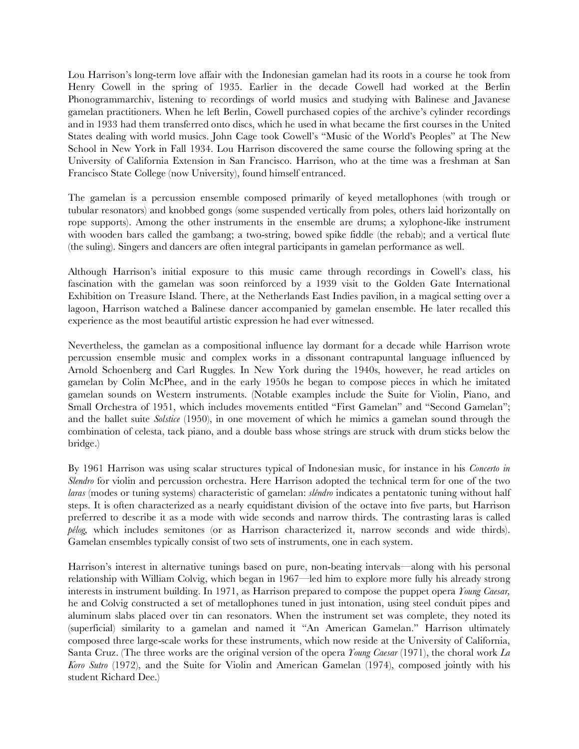Lou Harrison's long-term love affair with the Indonesian gamelan had its roots in a course he took from Henry Cowell in the spring of 1935. Earlier in the decade Cowell had worked at the Berlin Phonogrammarchiv, listening to recordings of world musics and studying with Balinese and Javanese gamelan practitioners. When he left Berlin, Cowell purchased copies of the archive's cylinder recordings and in 1933 had them transferred onto discs, which he used in what became the first courses in the United States dealing with world musics. John Cage took Cowell's "Music of the World's Peoples" at The New School in New York in Fall 1934. Lou Harrison discovered the same course the following spring at the University of California Extension in San Francisco. Harrison, who at the time was a freshman at San Francisco State College (now University), found himself entranced.

The gamelan is a percussion ensemble composed primarily of keyed metallophones (with trough or tubular resonators) and knobbed gongs (some suspended vertically from poles, others laid horizontally on rope supports). Among the other instruments in the ensemble are drums; a xylophone-like instrument with wooden bars called the gambang; a two-string, bowed spike fiddle (the rebab); and a vertical flute (the suling). Singers and dancers are often integral participants in gamelan performance as well.

Although Harrison's initial exposure to this music came through recordings in Cowell's class, his fascination with the gamelan was soon reinforced by a 1939 visit to the Golden Gate International Exhibition on Treasure Island. There, at the Netherlands East Indies pavilion, in a magical setting over a lagoon, Harrison watched a Balinese dancer accompanied by gamelan ensemble. He later recalled this experience as the most beautiful artistic expression he had ever witnessed.

Nevertheless, the gamelan as a compositional influence lay dormant for a decade while Harrison wrote percussion ensemble music and complex works in a dissonant contrapuntal language influenced by Arnold Schoenberg and Carl Ruggles. In New York during the 1940s, however, he read articles on gamelan by Colin McPhee, and in the early 1950s he began to compose pieces in which he imitated gamelan sounds on Western instruments. (Notable examples include the Suite for Violin, Piano, and Small Orchestra of 1951, which includes movements entitled "First Gamelan" and "Second Gamelan"; and the ballet suite *Solstice* (1950), in one movement of which he mimics a gamelan sound through the combination of celesta, tack piano, and a double bass whose strings are struck with drum sticks below the bridge.)

By 1961 Harrison was using scalar structures typical of Indonesian music, for instance in his *Concerto in Slendro* for violin and percussion orchestra. Here Harrison adopted the technical term for one of the two *laras* (modes or tuning systems) characteristic of gamelan: *sléndro* indicates a pentatonic tuning without half steps. It is often characterized as a nearly equidistant division of the octave into five parts, but Harrison preferred to describe it as a mode with wide seconds and narrow thirds. The contrasting laras is called *pélog*, which includes semitones (or as Harrison characterized it, narrow seconds and wide thirds). Gamelan ensembles typically consist of two sets of instruments, one in each system.

Harrison's interest in alternative tunings based on pure, non-beating intervals—along with his personal relationship with William Colvig, which began in 1967—led him to explore more fully his already strong interests in instrument building. In 1971, as Harrison prepared to compose the puppet opera *Young Caesar,* he and Colvig constructed a set of metallophones tuned in just intonation, using steel conduit pipes and aluminum slabs placed over tin can resonators. When the instrument set was complete, they noted its (superficial) similarity to a gamelan and named it "An American Gamelan." Harrison ultimately composed three large-scale works for these instruments, which now reside at the University of California, Santa Cruz. (The three works are the original version of the opera *Young Caesar* (1971), the choral work *La Koro Sutro* (1972), and the Suite for Violin and American Gamelan (1974), composed jointly with his student Richard Dee.)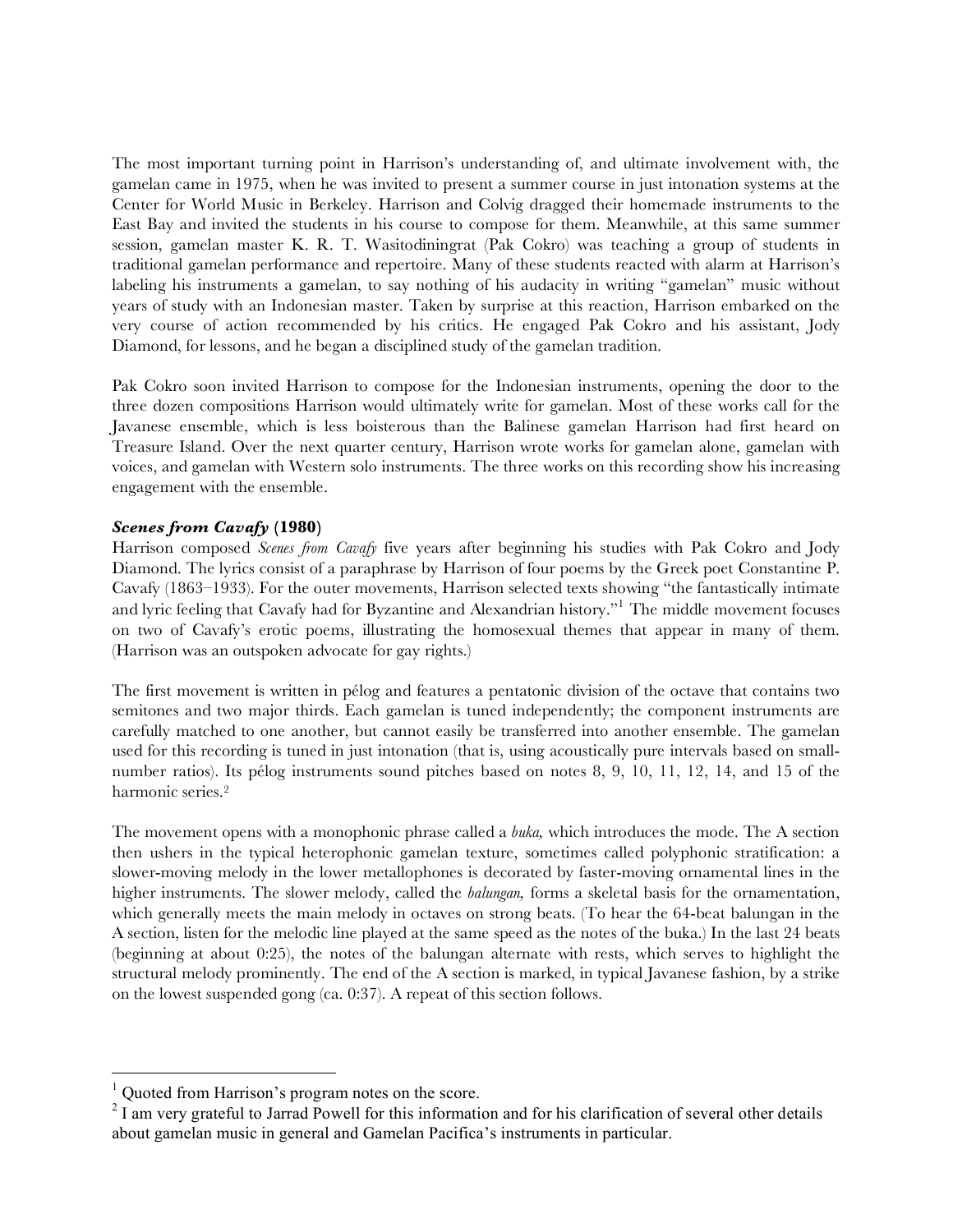The most important turning point in Harrison's understanding of, and ultimate involvement with, the gamelan came in 1975, when he was invited to present a summer course in just intonation systems at the Center for World Music in Berkeley. Harrison and Colvig dragged their homemade instruments to the East Bay and invited the students in his course to compose for them. Meanwhile, at this same summer session, gamelan master K. R. T. Wasitodiningrat (Pak Cokro) was teaching a group of students in traditional gamelan performance and repertoire. Many of these students reacted with alarm at Harrison's labeling his instruments a gamelan, to say nothing of his audacity in writing "gamelan" music without years of study with an Indonesian master. Taken by surprise at this reaction, Harrison embarked on the very course of action recommended by his critics. He engaged Pak Cokro and his assistant, Jody Diamond, for lessons, and he began a disciplined study of the gamelan tradition.

Pak Cokro soon invited Harrison to compose for the Indonesian instruments, opening the door to the three dozen compositions Harrison would ultimately write for gamelan. Most of these works call for the Javanese ensemble, which is less boisterous than the Balinese gamelan Harrison had first heard on Treasure Island. Over the next quarter century, Harrison wrote works for gamelan alone, gamelan with voices, and gamelan with Western solo instruments. The three works on this recording show his increasing engagement with the ensemble.

### ***Scenes from Cavafy* (1980)**

Harrison composed *Scenes from Cavafy* five years after beginning his studies with Pak Cokro and Jody Diamond. The lyrics consist of a paraphrase by Harrison of four poems by the Greek poet Constantine P. Cavafy (1863–1933). For the outer movements, Harrison selected texts showing "the fantastically intimate and lyric feeling that Cavafy had for Byzantine and Alexandrian history."[1] The middle movement focuses on two of Cavafy's erotic poems, illustrating the homosexual themes that appear in many of them. (Harrison was an outspoken advocate for gay rights.)

The first movement is written in pélog and features a pentatonic division of the octave that contains two semitones and two major thirds. Each gamelan is tuned independently; the component instruments are carefully matched to one another, but cannot easily be transferred into another ensemble. The gamelan used for this recording is tuned in just intonation (that is, using acoustically pure intervals based on small-number ratios). Its pélog instruments sound pitches based on notes 8, 9, 10, 11, 12, 14, and 15 of the harmonic series.[2]

The movement opens with a monophonic phrase called a *buka,* which introduces the mode. The A section then ushers in the typical heterophonic gamelan texture, sometimes called polyphonic stratification: a slower-moving melody in the lower metallophones is decorated by faster-moving ornamental lines in the higher instruments. The slower melody, called the *balungan,* forms a skeletal basis for the ornamentation, which generally meets the main melody in octaves on strong beats. (To hear the 64-beat balungan in the A section, listen for the melodic line played at the same speed as the notes of the buka.) In the last 24 beats (beginning at about 0:25), the notes of the balungan alternate with rests, which serves to highlight the structural melody prominently. The end of the A section is marked, in typical Javanese fashion, by a strike on the lowest suspended gong (ca. 0:37). A repeat of this section follows.

---

[1] Quoted from Harrison's program notes on the score.

[2] I am very grateful to Jarrad Powell for this information and for his clarification of several other details about gamelan music in general and Gamelan Pacifica's instruments in particular.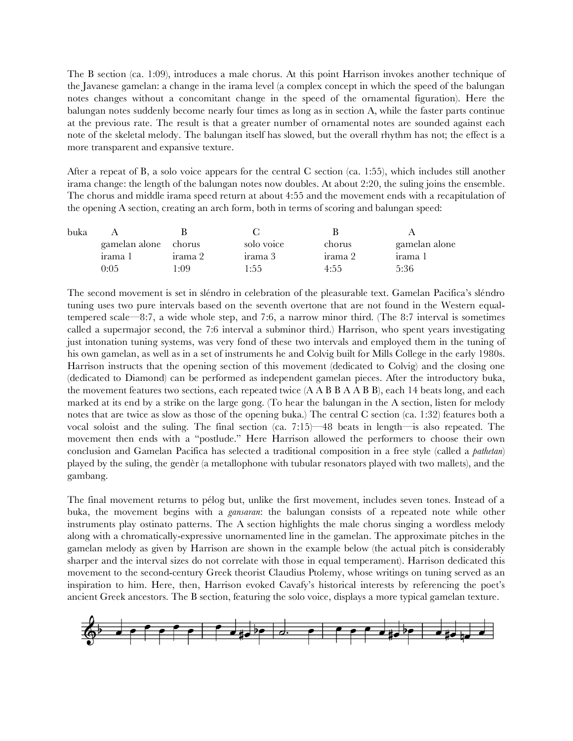The B section (ca. 1:09), introduces a male chorus. At this point Harrison invokes another technique of the Javanese gamelan: a change in the irama level (a complex concept in which the speed of the balungan notes changes without a concomitant change in the speed of the ornamental figuration). Here the balungan notes suddenly become nearly four times as long as in section A, while the faster parts continue at the previous rate. The result is that a greater number of ornamental notes are sounded against each note of the skeletal melody. The balungan itself has slowed, but the overall rhythm has not; the effect is a more transparent and expansive texture.

After a repeat of B, a solo voice appears for the central C section (ca. 1:55), which includes still another irama change: the length of the balungan notes now doubles. At about 2:20, the suling joins the ensemble. The chorus and middle irama speed return at about 4:55 and the movement ends with a recapitulation of the opening A section, creating an arch form, both in terms of scoring and balungan speed:

| buka | A | B | C | B | A |
|---|---|---|---|---|---|
| | gamelan alone | chorus | solo voice | chorus | gamelan alone |
| | irama 1 | irama 2 | irama 3 | irama 2 | irama 1 |
| | 0:05 | 1:09 | 1:55 | 4:55 | 5:36 |

The second movement is set in sléndro in celebration of the pleasurable text. Gamelan Pacifica's sléndro tuning uses two pure intervals based on the seventh overtone that are not found in the Western equal-tempered scale—8:7, a wide whole step, and 7:6, a narrow minor third. (The 8:7 interval is sometimes called a supermajor second, the 7:6 interval a subminor third.) Harrison, who spent years investigating just intonation tuning systems, was very fond of these two intervals and employed them in the tuning of his own gamelan, as well as in a set of instruments he and Colvig built for Mills College in the early 1980s. Harrison instructs that the opening section of this movement (dedicated to Colvig) and the closing one (dedicated to Diamond) can be performed as independent gamelan pieces. After the introductory buka, the movement features two sections, each repeated twice (A A B B A A B B), each 14 beats long, and each marked at its end by a strike on the large gong. (To hear the balungan in the A section, listen for melody notes that are twice as slow as those of the opening buka.) The central C section (ca. 1:32) features both a vocal soloist and the suling. The final section (ca. 7:15)—48 beats in length—is also repeated. The movement then ends with a "postlude." Here Harrison allowed the performers to choose their own conclusion and Gamelan Pacifica has selected a traditional composition in a free style (called a *pathetan*) played by the suling, the gendèr (a metallophone with tubular resonators played with two mallets), and the gambang.

The final movement returns to pélog but, unlike the first movement, includes seven tones. Instead of a buka, the movement begins with a *gansaran*: the balungan consists of a repeated note while other instruments play ostinato patterns. The A section highlights the male chorus singing a wordless melody along with a chromatically-expressive unornamented line in the gamelan. The approximate pitches in the gamelan melody as given by Harrison are shown in the example below (the actual pitch is considerably sharper and the interval sizes do not correlate with those in equal temperament). Harrison dedicated this movement to the second-century Greek theorist Claudius Ptolemy, whose writings on tuning served as an inspiration to him. Here, then, Harrison evoked Cavafy's historical interests by referencing the poet's ancient Greek ancestors. The B section, featuring the solo voice, displays a more typical gamelan texture.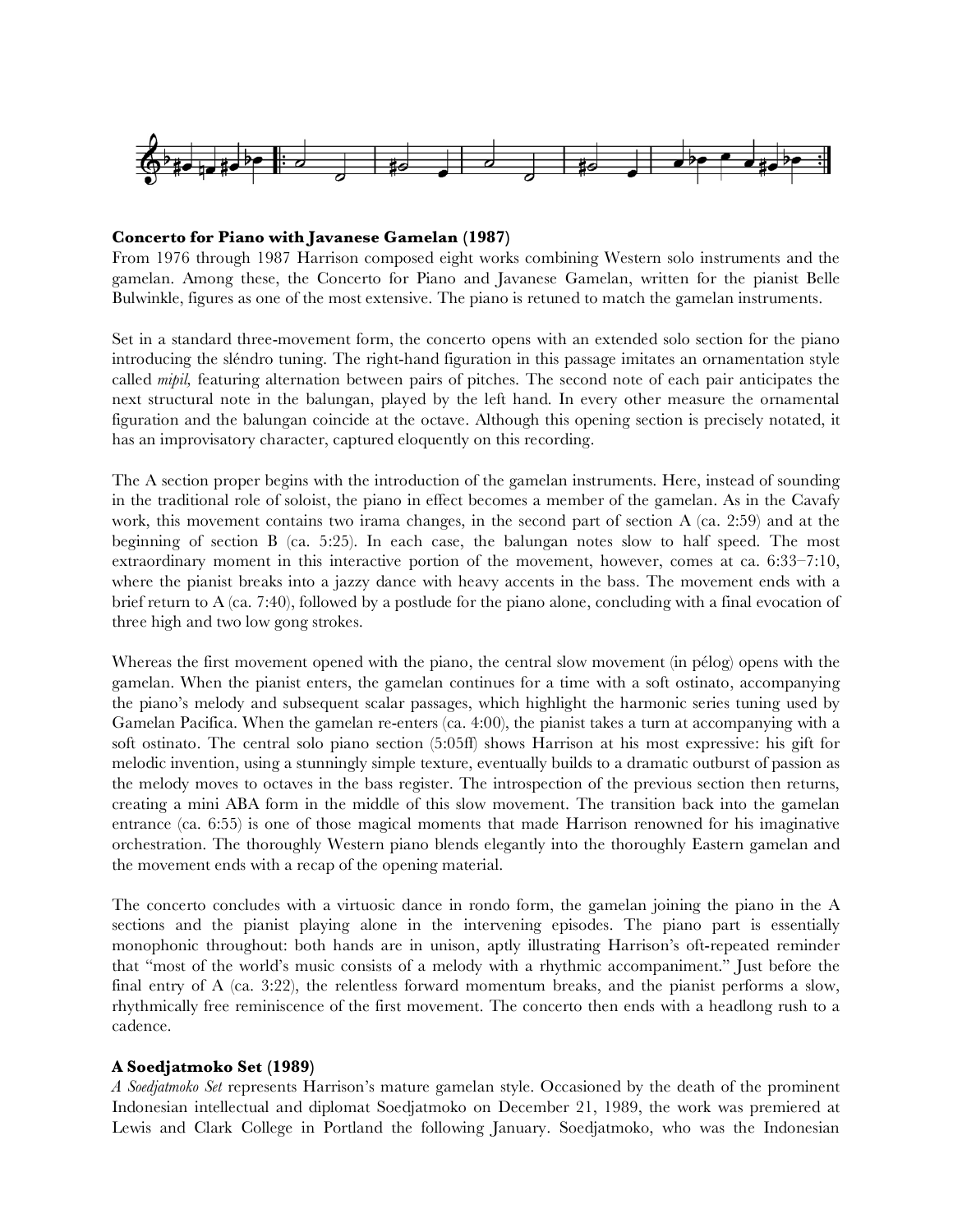**Concerto for Piano with Javanese Gamelan (1987)**

From 1976 through 1987 Harrison composed eight works combining Western solo instruments and the gamelan. Among these, the Concerto for Piano and Javanese Gamelan, written for the pianist Belle Bulwinkle, figures as one of the most extensive. The piano is retuned to match the gamelan instruments.

Set in a standard three-movement form, the concerto opens with an extended solo section for the piano introducing the sléndro tuning. The right-hand figuration in this passage imitates an ornamentation style called *mipil,* featuring alternation between pairs of pitches. The second note of each pair anticipates the next structural note in the balungan, played by the left hand. In every other measure the ornamental figuration and the balungan coincide at the octave. Although this opening section is precisely notated, it has an improvisatory character, captured eloquently on this recording.

The A section proper begins with the introduction of the gamelan instruments. Here, instead of sounding in the traditional role of soloist, the piano in effect becomes a member of the gamelan. As in the Cavafy work, this movement contains two irama changes, in the second part of section A (ca. 2:59) and at the beginning of section B (ca. 5:25). In each case, the balungan notes slow to half speed. The most extraordinary moment in this interactive portion of the movement, however, comes at ca. 6:33–7:10, where the pianist breaks into a jazzy dance with heavy accents in the bass. The movement ends with a brief return to A (ca. 7:40), followed by a postlude for the piano alone, concluding with a final evocation of three high and two low gong strokes.

Whereas the first movement opened with the piano, the central slow movement (in pélog) opens with the gamelan. When the pianist enters, the gamelan continues for a time with a soft ostinato, accompanying the piano's melody and subsequent scalar passages, which highlight the harmonic series tuning used by Gamelan Pacifica. When the gamelan re-enters (ca. 4:00), the pianist takes a turn at accompanying with a soft ostinato. The central solo piano section (5:05ff) shows Harrison at his most expressive: his gift for melodic invention, using a stunningly simple texture, eventually builds to a dramatic outburst of passion as the melody moves to octaves in the bass register. The introspection of the previous section then returns, creating a mini ABA form in the middle of this slow movement. The transition back into the gamelan entrance (ca. 6:55) is one of those magical moments that made Harrison renowned for his imaginative orchestration. The thoroughly Western piano blends elegantly into the thoroughly Eastern gamelan and the movement ends with a recap of the opening material.

The concerto concludes with a virtuosic dance in rondo form, the gamelan joining the piano in the A sections and the pianist playing alone in the intervening episodes. The piano part is essentially monophonic throughout: both hands are in unison, aptly illustrating Harrison's oft-repeated reminder that "most of the world's music consists of a melody with a rhythmic accompaniment." Just before the final entry of A (ca. 3:22), the relentless forward momentum breaks, and the pianist performs a slow, rhythmically free reminiscence of the first movement. The concerto then ends with a headlong rush to a cadence.

**A Soedjatmoko Set (1989)**

*A Soedjatmoko Set* represents Harrison's mature gamelan style. Occasioned by the death of the prominent Indonesian intellectual and diplomat Soedjatmoko on December 21, 1989, the work was premiered at Lewis and Clark College in Portland the following January. Soedjatmoko, who was the Indonesian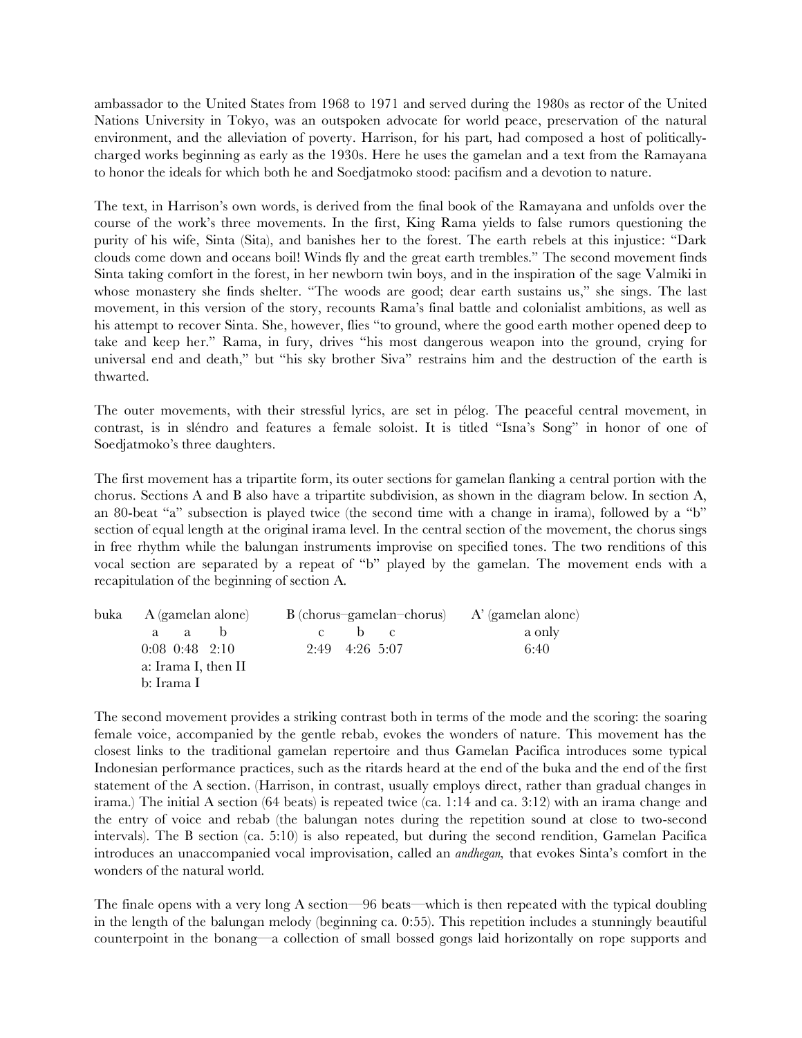ambassador to the United States from 1968 to 1971 and served during the 1980s as rector of the United Nations University in Tokyo, was an outspoken advocate for world peace, preservation of the natural environment, and the alleviation of poverty. Harrison, for his part, had composed a host of politically-charged works beginning as early as the 1930s. Here he uses the gamelan and a text from the Ramayana to honor the ideals for which both he and Soedjatmoko stood: pacifism and a devotion to nature.

The text, in Harrison's own words, is derived from the final book of the Ramayana and unfolds over the course of the work's three movements. In the first, King Rama yields to false rumors questioning the purity of his wife, Sinta (Sita), and banishes her to the forest. The earth rebels at this injustice: "Dark clouds come down and oceans boil! Winds fly and the great earth trembles." The second movement finds Sinta taking comfort in the forest, in her newborn twin boys, and in the inspiration of the sage Valmiki in whose monastery she finds shelter. "The woods are good; dear earth sustains us," she sings. The last movement, in this version of the story, recounts Rama's final battle and colonialist ambitions, as well as his attempt to recover Sinta. She, however, flies "to ground, where the good earth mother opened deep to take and keep her." Rama, in fury, drives "his most dangerous weapon into the ground, crying for universal end and death," but "his sky brother Siva" restrains him and the destruction of the earth is thwarted.

The outer movements, with their stressful lyrics, are set in pélog. The peaceful central movement, in contrast, is in sléndro and features a female soloist. It is titled "Isna's Song" in honor of one of Soedjatmoko's three daughters.

The first movement has a tripartite form, its outer sections for gamelan flanking a central portion with the chorus. Sections A and B also have a tripartite subdivision, as shown in the diagram below. In section A, an 80-beat "a" subsection is played twice (the second time with a change in irama), followed by a "b" section of equal length at the original irama level. In the central section of the movement, the chorus sings in free rhythm while the balungan instruments improvise on specified tones. The two renditions of this vocal section are separated by a repeat of "b" played by the gamelan. The movement ends with a recapitulation of the beginning of section A.

| buka | A (gamelan alone) | B (chorus–gamelan–chorus) | A' (gamelan alone) |
|---|---|---|---|
| | a &nbsp; a &nbsp; b | c &nbsp; b &nbsp; c | a only |
| | 0:08 &nbsp; 0:48 &nbsp; 2:10 | 2:49 &nbsp; 4:26 &nbsp; 5:07 | 6:40 |
| | a: Irama I, then II | | |
| | b: Irama I | | |

The second movement provides a striking contrast both in terms of the mode and the scoring: the soaring female voice, accompanied by the gentle rebab, evokes the wonders of nature. This movement has the closest links to the traditional gamelan repertoire and thus Gamelan Pacifica introduces some typical Indonesian performance practices, such as the ritards heard at the end of the buka and the end of the first statement of the A section. (Harrison, in contrast, usually employs direct, rather than gradual changes in irama.) The initial A section (64 beats) is repeated twice (ca. 1:14 and ca. 3:12) with an irama change and the entry of voice and rebab (the balungan notes during the repetition sound at close to two-second intervals). The B section (ca. 5:10) is also repeated, but during the second rendition, Gamelan Pacifica introduces an unaccompanied vocal improvisation, called an *andhegan,* that evokes Sinta's comfort in the wonders of the natural world.

The finale opens with a very long A section—96 beats—which is then repeated with the typical doubling in the length of the balungan melody (beginning ca. 0:55). This repetition includes a stunningly beautiful counterpoint in the bonang—a collection of small bossed gongs laid horizontally on rope supports and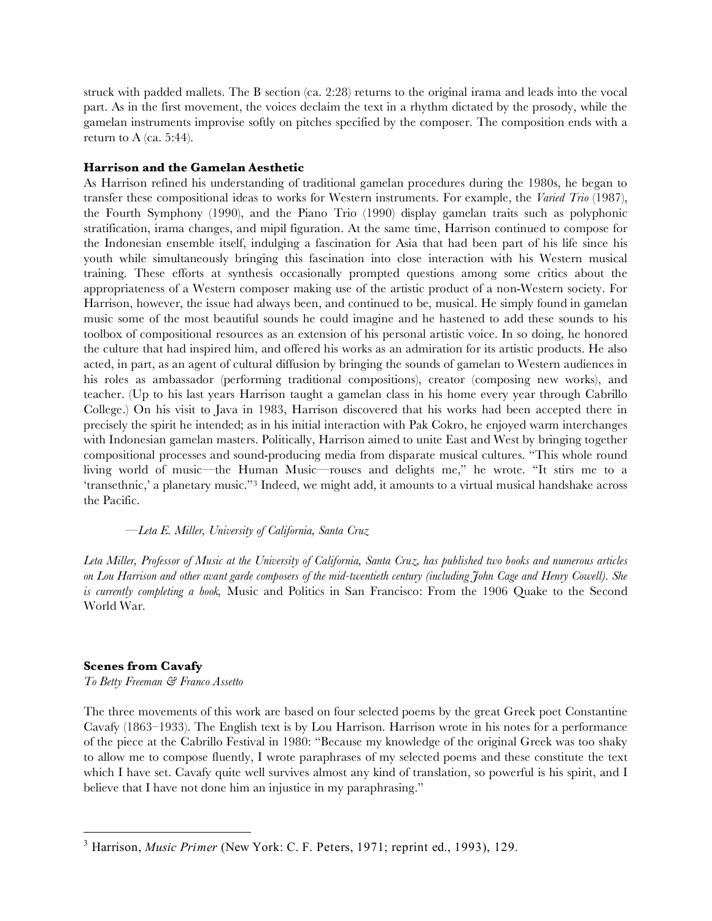struck with padded mallets. The B section (ca. 2:28) returns to the original irama and leads into the vocal part. As in the first movement, the voices declaim the text in a rhythm dictated by the prosody, while the gamelan instruments improvise softly on pitches specified by the composer. The composition ends with a return to A (ca. 5:44).

**Harrison and the Gamelan Aesthetic**

As Harrison refined his understanding of traditional gamelan procedures during the 1980s, he began to transfer these compositional ideas to works for Western instruments. For example, the *Varied Trio* (1987), the Fourth Symphony (1990), and the Piano Trio (1990) display gamelan traits such as polyphonic stratification, irama changes, and mipil figuration. At the same time, Harrison continued to compose for the Indonesian ensemble itself, indulging a fascination for Asia that had been part of his life since his youth while simultaneously bringing this fascination into close interaction with his Western musical training. These efforts at synthesis occasionally prompted questions among some critics about the appropriateness of a Western composer making use of the artistic product of a non-Western society. For Harrison, however, the issue had always been, and continued to be, musical. He simply found in gamelan music some of the most beautiful sounds he could imagine and he hastened to add these sounds to his toolbox of compositional resources as an extension of his personal artistic voice. In so doing, he honored the culture that had inspired him, and offered his works as an admiration for its artistic products. He also acted, in part, as an agent of cultural diffusion by bringing the sounds of gamelan to Western audiences in his roles as ambassador (performing traditional compositions), creator (composing new works), and teacher. (Up to his last years Harrison taught a gamelan class in his home every year through Cabrillo College.) On his visit to Java in 1983, Harrison discovered that his works had been accepted there in precisely the spirit he intended; as in his initial interaction with Pak Cokro, he enjoyed warm interchanges with Indonesian gamelan masters. Politically, Harrison aimed to unite East and West by bringing together compositional processes and sound-producing media from disparate musical cultures. "This whole round living world of music—the Human Music—rouses and delights me," he wrote. "It stirs me to a 'transethnic,' a planetary music."[3] Indeed, we might add, it amounts to a virtual musical handshake across the Pacific.

—*Leta E. Miller, University of California, Santa Cruz*

*Leta Miller, Professor of Music at the University of California, Santa Cruz, has published two books and numerous articles on Lou Harrison and other avant garde composers of the mid-twentieth century (including John Cage and Henry Cowell). She is currently completing a book,* Music and Politics in San Francisco: From the 1906 Quake to the Second World War.

**Scenes from Cavafy**

*To Betty Freeman & Franco Assetto*

The three movements of this work are based on four selected poems by the great Greek poet Constantine Cavafy (1863–1933). The English text is by Lou Harrison. Harrison wrote in his notes for a performance of the piece at the Cabrillo Festival in 1980: "Because my knowledge of the original Greek was too shaky to allow me to compose fluently, I wrote paraphrases of my selected poems and these constitute the text which I have set. Cavafy quite well survives almost any kind of translation, so powerful is his spirit, and I believe that I have not done him an injustice in my paraphrasing."

---

[3] Harrison, *Music Primer* (New York: C. F. Peters, 1971; reprint ed., 1993), 129.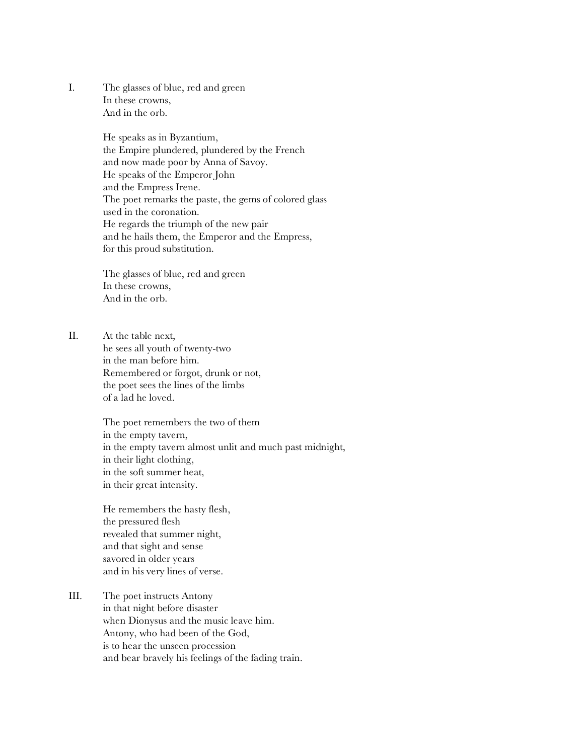I. The glasses of blue, red and green  
In these crowns,  
And in the orb.

He speaks as in Byzantium,  
the Empire plundered, plundered by the French  
and now made poor by Anna of Savoy.  
He speaks of the Emperor John  
and the Empress Irene.  
The poet remarks the paste, the gems of colored glass  
used in the coronation.  
He regards the triumph of the new pair  
and he hails them, the Emperor and the Empress,  
for this proud substitution.

The glasses of blue, red and green  
In these crowns,  
And in the orb.

II. At the table next,  
he sees all youth of twenty-two  
in the man before him.  
Remembered or forgot, drunk or not,  
the poet sees the lines of the limbs  
of a lad he loved.

The poet remembers the two of them  
in the empty tavern,  
in the empty tavern almost unlit and much past midnight,  
in their light clothing,  
in the soft summer heat,  
in their great intensity.

He remembers the hasty flesh,  
the pressured flesh  
revealed that summer night,  
and that sight and sense  
savored in older years  
and in his very lines of verse.

III. The poet instructs Antony  
in that night before disaster  
when Dionysus and the music leave him.  
Antony, who had been of the God,  
is to hear the unseen procession  
and bear bravely his feelings of the fading train.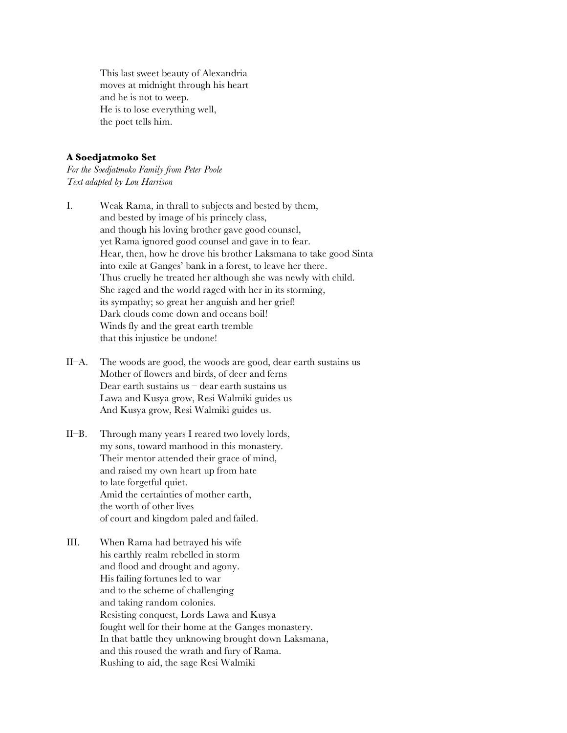This last sweet beauty of Alexandria
moves at midnight through his heart
and he is not to weep.
He is to lose everything well,
the poet tells him.

**A Soedjatmoko Set**

*For the Soedjatmoko Family from Peter Poole*
*Text adapted by Lou Harrison*

I. Weak Rama, in thrall to subjects and bested by them,
and bested by image of his princely class,
and though his loving brother gave good counsel,
yet Rama ignored good counsel and gave in to fear.
Hear, then, how he drove his brother Laksmana to take good Sinta
into exile at Ganges' bank in a forest, to leave her there.
Thus cruelly he treated her although she was newly with child.
She raged and the world raged with her in its storming,
its sympathy; so great her anguish and her grief!
Dark clouds come down and oceans boil!
Winds fly and the great earth tremble
that this injustice be undone!

II–A. The woods are good, the woods are good, dear earth sustains us
Mother of flowers and birds, of deer and ferns
Dear earth sustains us – dear earth sustains us
Lawa and Kusya grow, Resi Walmiki guides us
And Kusya grow, Resi Walmiki guides us.

II–B. Through many years I reared two lovely lords,
my sons, toward manhood in this monastery.
Their mentor attended their grace of mind,
and raised my own heart up from hate
to late forgetful quiet.
Amid the certainties of mother earth,
the worth of other lives
of court and kingdom paled and failed.

III. When Rama had betrayed his wife
his earthly realm rebelled in storm
and flood and drought and agony.
His failing fortunes led to war
and to the scheme of challenging
and taking random colonies.
Resisting conquest, Lords Lawa and Kusya
fought well for their home at the Ganges monastery.
In that battle they unknowing brought down Laksmana,
and this roused the wrath and fury of Rama.
Rushing to aid, the sage Resi Walmiki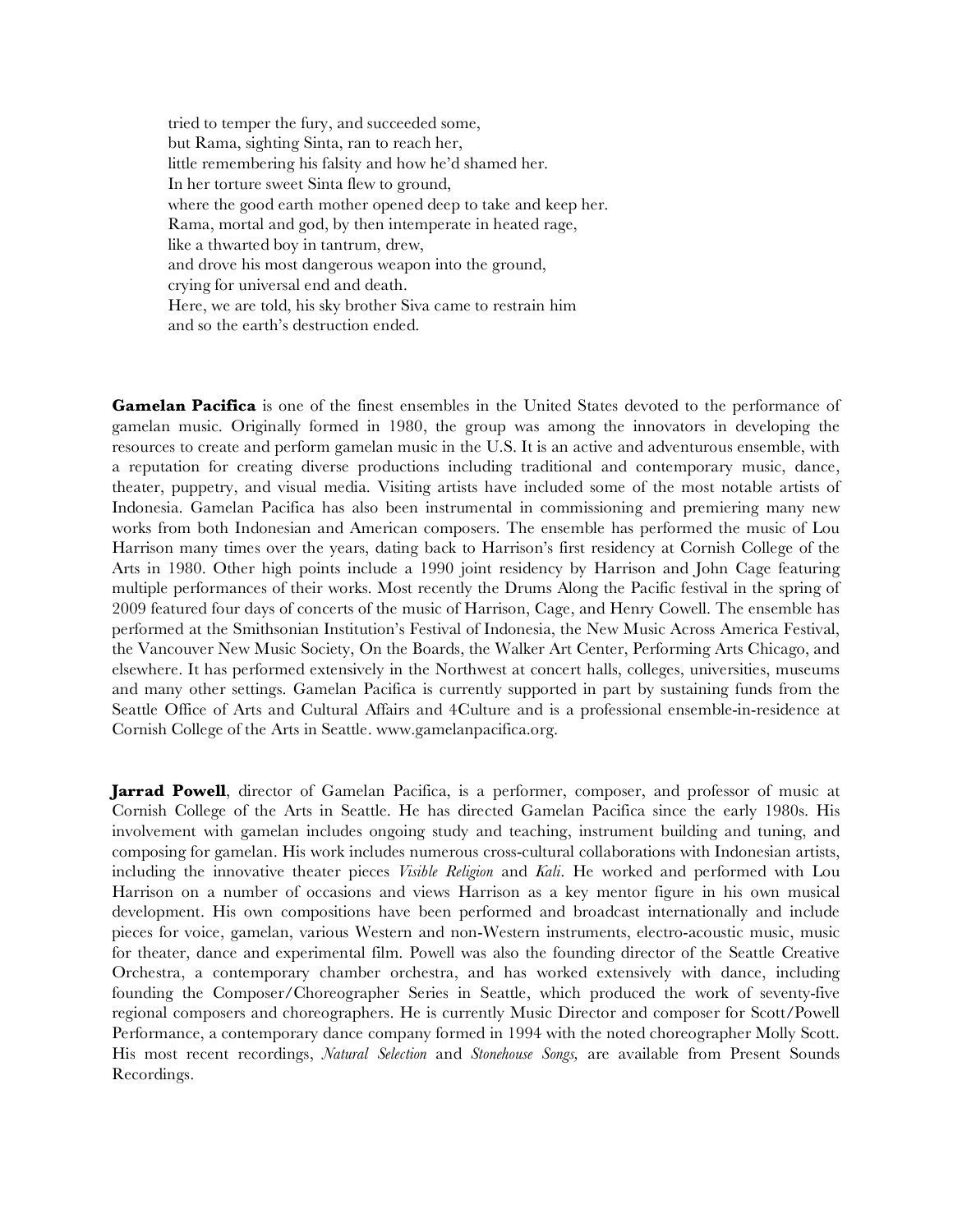tried to temper the fury, and succeeded some,  
but Rama, sighting Sinta, ran to reach her,  
little remembering his falsity and how he'd shamed her.  
In her torture sweet Sinta flew to ground,  
where the good earth mother opened deep to take and keep her.  
Rama, mortal and god, by then intemperate in heated rage,  
like a thwarted boy in tantrum, drew,  
and drove his most dangerous weapon into the ground,  
crying for universal end and death.  
Here, we are told, his sky brother Siva came to restrain him  
and so the earth's destruction ended.

**Gamelan Pacifica** is one of the finest ensembles in the United States devoted to the performance of gamelan music. Originally formed in 1980, the group was among the innovators in developing the resources to create and perform gamelan music in the U.S. It is an active and adventurous ensemble, with a reputation for creating diverse productions including traditional and contemporary music, dance, theater, puppetry, and visual media. Visiting artists have included some of the most notable artists of Indonesia. Gamelan Pacifica has also been instrumental in commissioning and premiering many new works from both Indonesian and American composers. The ensemble has performed the music of Lou Harrison many times over the years, dating back to Harrison's first residency at Cornish College of the Arts in 1980. Other high points include a 1990 joint residency by Harrison and John Cage featuring multiple performances of their works. Most recently the Drums Along the Pacific festival in the spring of 2009 featured four days of concerts of the music of Harrison, Cage, and Henry Cowell. The ensemble has performed at the Smithsonian Institution's Festival of Indonesia, the New Music Across America Festival, the Vancouver New Music Society, On the Boards, the Walker Art Center, Performing Arts Chicago, and elsewhere. It has performed extensively in the Northwest at concert halls, colleges, universities, museums and many other settings. Gamelan Pacifica is currently supported in part by sustaining funds from the Seattle Office of Arts and Cultural Affairs and 4Culture and is a professional ensemble-in-residence at Cornish College of the Arts in Seattle. www.gamelanpacifica.org.

**Jarrad Powell**, director of Gamelan Pacifica, is a performer, composer, and professor of music at Cornish College of the Arts in Seattle. He has directed Gamelan Pacifica since the early 1980s. His involvement with gamelan includes ongoing study and teaching, instrument building and tuning, and composing for gamelan. His work includes numerous cross-cultural collaborations with Indonesian artists, including the innovative theater pieces *Visible Religion* and *Kali*. He worked and performed with Lou Harrison on a number of occasions and views Harrison as a key mentor figure in his own musical development. His own compositions have been performed and broadcast internationally and include pieces for voice, gamelan, various Western and non-Western instruments, electro-acoustic music, music for theater, dance and experimental film. Powell was also the founding director of the Seattle Creative Orchestra, a contemporary chamber orchestra, and has worked extensively with dance, including founding the Composer/Choreographer Series in Seattle, which produced the work of seventy-five regional composers and choreographers. He is currently Music Director and composer for Scott/Powell Performance, a contemporary dance company formed in 1994 with the noted choreographer Molly Scott. His most recent recordings, *Natural Selection* and *Stonehouse Songs,* are available from Present Sounds Recordings.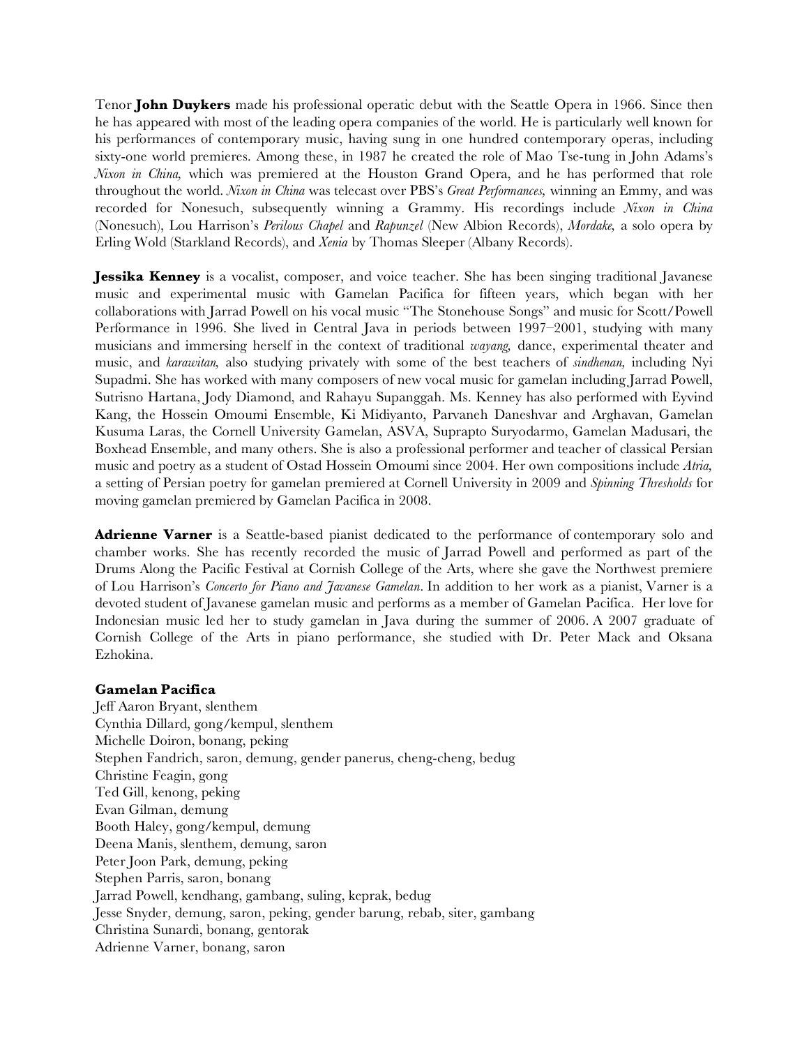Tenor **John Duykers** made his professional operatic debut with the Seattle Opera in 1966. Since then he has appeared with most of the leading opera companies of the world. He is particularly well known for his performances of contemporary music, having sung in one hundred contemporary operas, including sixty-one world premieres. Among these, in 1987 he created the role of Mao Tse-tung in John Adams's *Nixon in China,* which was premiered at the Houston Grand Opera, and he has performed that role throughout the world. *Nixon in China* was telecast over PBS's *Great Performances,* winning an Emmy, and was recorded for Nonesuch, subsequently winning a Grammy. His recordings include *Nixon in China* (Nonesuch), Lou Harrison's *Perilous Chapel* and *Rapunzel* (New Albion Records), *Mordake,* a solo opera by Erling Wold (Starkland Records), and *Xenia* by Thomas Sleeper (Albany Records).

**Jessika Kenney** is a vocalist, composer, and voice teacher. She has been singing traditional Javanese music and experimental music with Gamelan Pacifica for fifteen years, which began with her collaborations with Jarrad Powell on his vocal music "The Stonehouse Songs" and music for Scott/Powell Performance in 1996. She lived in Central Java in periods between 1997–2001, studying with many musicians and immersing herself in the context of traditional *wayang,* dance, experimental theater and music, and *karawitan,* also studying privately with some of the best teachers of *sindhenan,* including Nyi Supadmi. She has worked with many composers of new vocal music for gamelan including Jarrad Powell, Sutrisno Hartana, Jody Diamond, and Rahayu Supanggah. Ms. Kenney has also performed with Eyvind Kang, the Hossein Omoumi Ensemble, Ki Midiyanto, Parvaneh Daneshvar and Arghavan, Gamelan Kusuma Laras, the Cornell University Gamelan, ASVA, Suprapto Suryodarmo, Gamelan Madusari, the Boxhead Ensemble, and many others. She is also a professional performer and teacher of classical Persian music and poetry as a student of Ostad Hossein Omoumi since 2004. Her own compositions include *Atria,* a setting of Persian poetry for gamelan premiered at Cornell University in 2009 and *Spinning Thresholds* for moving gamelan premiered by Gamelan Pacifica in 2008.

**Adrienne Varner** is a Seattle-based pianist dedicated to the performance of contemporary solo and chamber works. She has recently recorded the music of Jarrad Powell and performed as part of the Drums Along the Pacific Festival at Cornish College of the Arts, where she gave the Northwest premiere of Lou Harrison's *Concerto for Piano and Javanese Gamelan*. In addition to her work as a pianist, Varner is a devoted student of Javanese gamelan music and performs as a member of Gamelan Pacifica. Her love for Indonesian music led her to study gamelan in Java during the summer of 2006. A 2007 graduate of Cornish College of the Arts in piano performance, she studied with Dr. Peter Mack and Oksana Ezhokina.

**Gamelan Pacifica**

Jeff Aaron Bryant, slenthem
Cynthia Dillard, gong/kempul, slenthem
Michelle Doiron, bonang, peking
Stephen Fandrich, saron, demung, gender panerus, cheng-cheng, bedug
Christine Feagin, gong
Ted Gill, kenong, peking
Evan Gilman, demung
Booth Haley, gong/kempul, demung
Deena Manis, slenthem, demung, saron
Peter Joon Park, demung, peking
Stephen Parris, saron, bonang
Jarrad Powell, kendhang, gambang, suling, keprak, bedug
Jesse Snyder, demung, saron, peking, gender barung, rebab, siter, gambang
Christina Sunardi, bonang, gentorak
Adrienne Varner, bonang, saron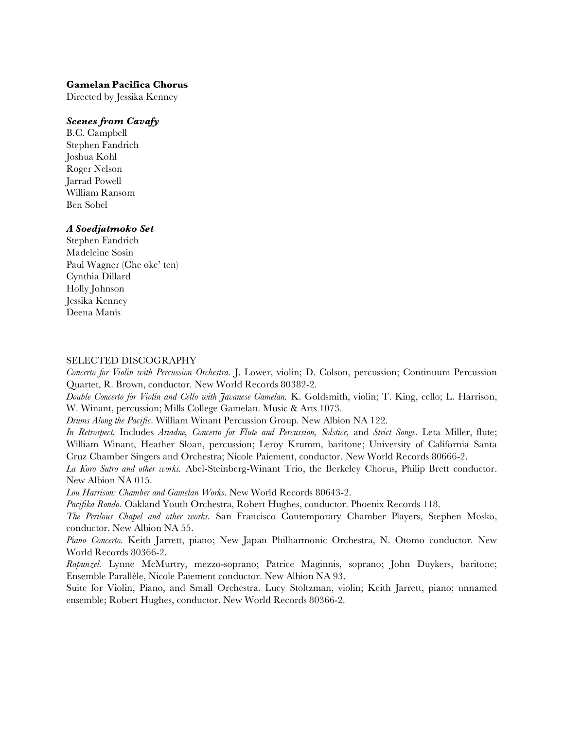**Gamelan Pacifica Chorus**
Directed by Jessika Kenney

***Scenes from Cavafy***
B.C. Campbell
Stephen Fandrich
Joshua Kohl
Roger Nelson
Jarrad Powell
William Ransom
Ben Sobel

***A Soedjatmoko Set***
Stephen Fandrich
Madeleine Sosin
Paul Wagner (Che oke' ten)
Cynthia Dillard
Holly Johnson
Jessika Kenney
Deena Manis

SELECTED DISCOGRAPHY

*Concerto for Violin with Percussion Orchestra.* J. Lower, violin; D. Colson, percussion; Continuum Percussion Quartet, R. Brown, conductor. New World Records 80382-2.

*Double Concerto for Violin and Cello with Javanese Gamelan.* K. Goldsmith, violin; T. King, cello; L. Harrison, W. Winant, percussion; Mills College Gamelan. Music & Arts 1073.

*Drums Along the Pacific*. William Winant Percussion Group. New Albion NA 122.

*In Retrospect.* Includes *Ariadne, Concerto for Flute and Percussion, Solstice,* and *Strict Songs*. Leta Miller, flute; William Winant, Heather Sloan, percussion; Leroy Krumm, baritone; University of California Santa Cruz Chamber Singers and Orchestra; Nicole Paiement, conductor. New World Records 80666-2.

*La Koro Sutro and other works.* Abel-Steinberg-Winant Trio, the Berkeley Chorus, Philip Brett conductor. New Albion NA 015.

*Lou Harrison: Chamber and Gamelan Works*. New World Records 80643-2.

*Pacifika Rondo*. Oakland Youth Orchestra, Robert Hughes, conductor. Phoenix Records 118.

*The Perilous Chapel and other works.* San Francisco Contemporary Chamber Players, Stephen Mosko, conductor. New Albion NA 55.

*Piano Concerto.* Keith Jarrett, piano; New Japan Philharmonic Orchestra, N. Otomo conductor. New World Records 80366-2.

*Rapunzel.* Lynne McMurtry, mezzo-soprano; Patrice Maginnis, soprano; John Duykers, baritone; Ensemble Parallèle, Nicole Paiement conductor. New Albion NA 93.

Suite for Violin, Piano, and Small Orchestra. Lucy Stoltzman, violin; Keith Jarrett, piano; unnamed ensemble; Robert Hughes, conductor. New World Records 80366-2.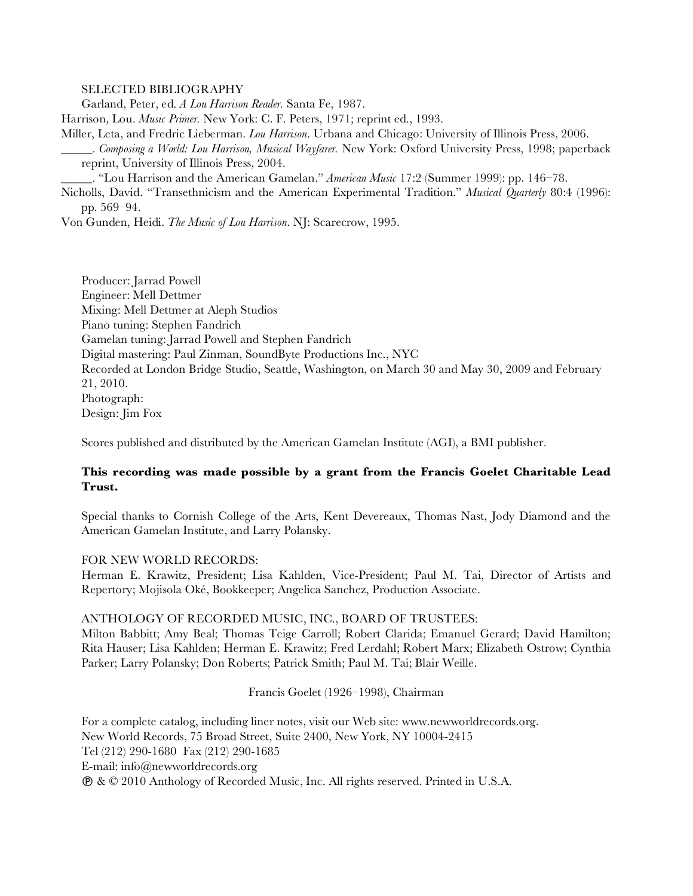SELECTED BIBLIOGRAPHY

Garland, Peter, ed. *A Lou Harrison Reader.* Santa Fe, 1987.

Harrison, Lou. *Music Primer.* New York: C. F. Peters, 1971; reprint ed., 1993.

Miller, Leta, and Fredric Lieberman. *Lou Harrison.* Urbana and Chicago: University of Illinois Press, 2006.

_____. *Composing a World: Lou Harrison, Musical Wayfarer.* New York: Oxford University Press, 1998; paperback reprint, University of Illinois Press, 2004.

_____. "Lou Harrison and the American Gamelan." *American Music* 17:2 (Summer 1999): pp. 146–78.

Nicholls, David. "Transethnicism and the American Experimental Tradition." *Musical Quarterly* 80:4 (1996): pp. 569–94.

Von Gunden, Heidi. *The Music of Lou Harrison.* NJ: Scarecrow, 1995.

Producer: Jarrad Powell
Engineer: Mell Dettmer
Mixing: Mell Dettmer at Aleph Studios
Piano tuning: Stephen Fandrich
Gamelan tuning: Jarrad Powell and Stephen Fandrich
Digital mastering: Paul Zinman, SoundByte Productions Inc., NYC
Recorded at London Bridge Studio, Seattle, Washington, on March 30 and May 30, 2009 and February 21, 2010.
Photograph:
Design: Jim Fox

Scores published and distributed by the American Gamelan Institute (AGI), a BMI publisher.

**This recording was made possible by a grant from the Francis Goelet Charitable Lead Trust.**

Special thanks to Cornish College of the Arts, Kent Devereaux, Thomas Nast, Jody Diamond and the American Gamelan Institute, and Larry Polansky.

FOR NEW WORLD RECORDS:
Herman E. Krawitz, President; Lisa Kahlden, Vice-President; Paul M. Tai, Director of Artists and Repertory; Mojisola Oké, Bookkeeper; Angelica Sanchez, Production Associate.

ANTHOLOGY OF RECORDED MUSIC, INC., BOARD OF TRUSTEES:
Milton Babbitt; Amy Beal; Thomas Teige Carroll; Robert Clarida; Emanuel Gerard; David Hamilton; Rita Hauser; Lisa Kahlden; Herman E. Krawitz; Fred Lerdahl; Robert Marx; Elizabeth Ostrow; Cynthia Parker; Larry Polansky; Don Roberts; Patrick Smith; Paul M. Tai; Blair Weille.

Francis Goelet (1926–1998), Chairman

For a complete catalog, including liner notes, visit our Web site: www.newworldrecords.org.
New World Records, 75 Broad Street, Suite 2400, New York, NY 10004-2415
Tel (212) 290-1680 Fax (212) 290-1685
E-mail: info@newworldrecords.org
℗ & © 2010 Anthology of Recorded Music, Inc. All rights reserved. Printed in U.S.A.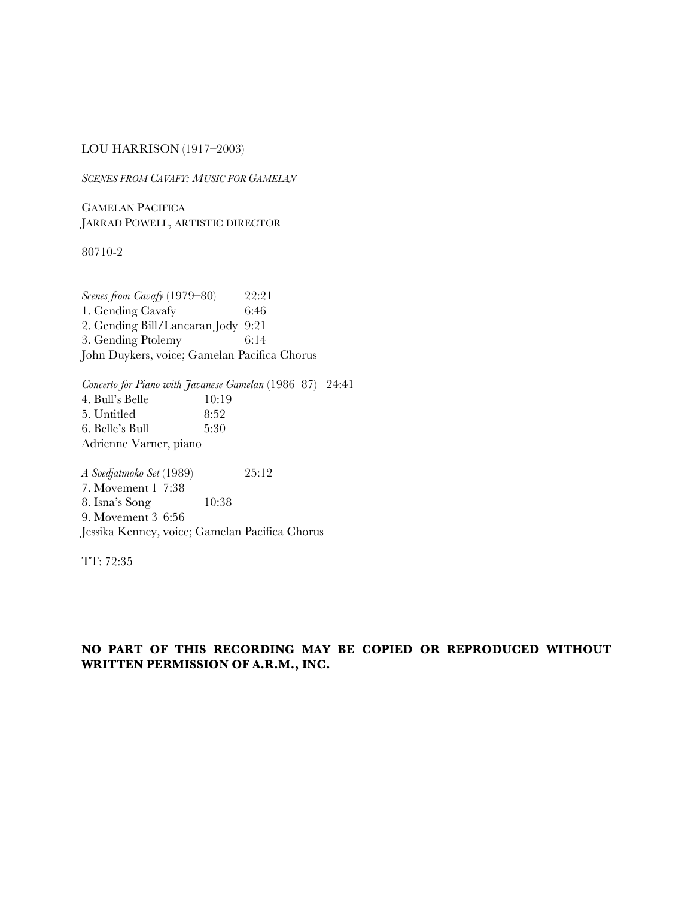LOU HARRISON (1917–2003)

*SCENES FROM CAVAFY: MUSIC FOR GAMELAN*

GAMELAN PACIFICA
JARRAD POWELL, ARTISTIC DIRECTOR

80710-2

*Scenes from Cavafy* (1979–80) 22:21
1. Gending Cavafy 6:46
2. Gending Bill/Lancaran Jody 9:21
3. Gending Ptolemy 6:14
John Duykers, voice; Gamelan Pacifica Chorus

*Concerto for Piano with Javanese Gamelan* (1986–87) 24:41
4. Bull's Belle 10:19
5. Untitled 8:52
6. Belle's Bull 5:30
Adrienne Varner, piano

*A Soedjatmoko Set* (1989) 25:12
7. Movement 1 7:38
8. Isna's Song 10:38
9. Movement 3 6:56
Jessika Kenney, voice; Gamelan Pacifica Chorus

TT: 72:35

**NO PART OF THIS RECORDING MAY BE COPIED OR REPRODUCED WITHOUT WRITTEN PERMISSION OF A.R.M., INC.**